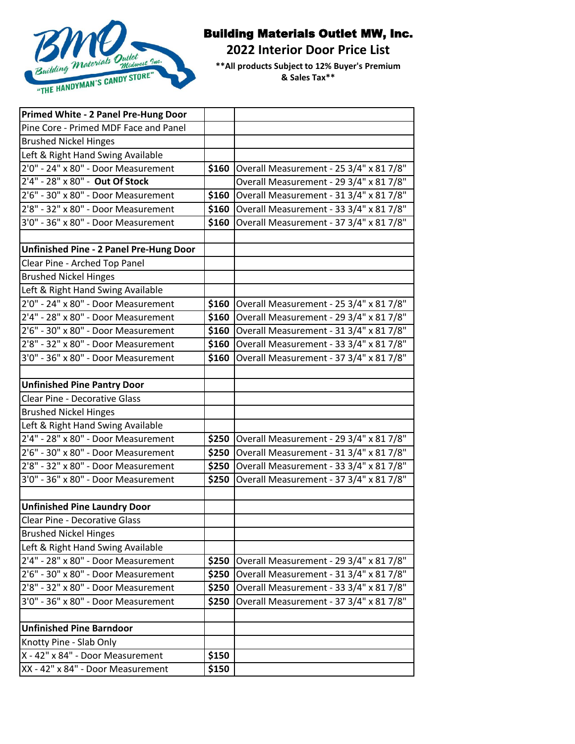# Building Materials Outlet MW, Inc.

## 2022 Interior Door Price List

**\*\*All products Subject to 12% Buyer's Premium & Sales Tax\*\***

| | | |
|---|---|---|
| **Primed White - 2 Panel Pre-Hung Door** | | |
| Pine Core - Primed MDF Face and Panel | | |
| Brushed Nickel Hinges | | |
| Left & Right Hand Swing Available | | |
| 2'0" - 24" x 80" - Door Measurement | $160 | Overall Measurement - 25 3/4" x 81 7/8" |
| 2'4" - 28" x 80" - **Out Of Stock** | | Overall Measurement - 29 3/4" x 81 7/8" |
| 2'6" - 30" x 80" - Door Measurement | $160 | Overall Measurement - 31 3/4" x 81 7/8" |
| 2'8" - 32" x 80" - Door Measurement | $160 | Overall Measurement - 33 3/4" x 81 7/8" |
| 3'0" - 36" x 80" - Door Measurement | $160 | Overall Measurement - 37 3/4" x 81 7/8" |
| | | |
| **Unfinished Pine - 2 Panel Pre-Hung Door** | | |
| Clear Pine - Arched Top Panel | | |
| Brushed Nickel Hinges | | |
| Left & Right Hand Swing Available | | |
| 2'0" - 24" x 80" - Door Measurement | $160 | Overall Measurement - 25 3/4" x 81 7/8" |
| 2'4" - 28" x 80" - Door Measurement | $160 | Overall Measurement - 29 3/4" x 81 7/8" |
| 2'6" - 30" x 80" - Door Measurement | $160 | Overall Measurement - 31 3/4" x 81 7/8" |
| 2'8" - 32" x 80" - Door Measurement | $160 | Overall Measurement - 33 3/4" x 81 7/8" |
| 3'0" - 36" x 80" - Door Measurement | $160 | Overall Measurement - 37 3/4" x 81 7/8" |
| | | |
| **Unfinished Pine Pantry Door** | | |
| Clear Pine - Decorative Glass | | |
| Brushed Nickel Hinges | | |
| Left & Right Hand Swing Available | | |
| 2'4" - 28" x 80" - Door Measurement | $250 | Overall Measurement - 29 3/4" x 81 7/8" |
| 2'6" - 30" x 80" - Door Measurement | $250 | Overall Measurement - 31 3/4" x 81 7/8" |
| 2'8" - 32" x 80" - Door Measurement | $250 | Overall Measurement - 33 3/4" x 81 7/8" |
| 3'0" - 36" x 80" - Door Measurement | $250 | Overall Measurement - 37 3/4" x 81 7/8" |
| | | |
| **Unfinished Pine Laundry Door** | | |
| Clear Pine - Decorative Glass | | |
| Brushed Nickel Hinges | | |
| Left & Right Hand Swing Available | | |
| 2'4" - 28" x 80" - Door Measurement | $250 | Overall Measurement - 29 3/4" x 81 7/8" |
| 2'6" - 30" x 80" - Door Measurement | $250 | Overall Measurement - 31 3/4" x 81 7/8" |
| 2'8" - 32" x 80" - Door Measurement | $250 | Overall Measurement - 33 3/4" x 81 7/8" |
| 3'0" - 36" x 80" - Door Measurement | $250 | Overall Measurement - 37 3/4" x 81 7/8" |
| | | |
| **Unfinished Pine Barndoor** | | |
| Knotty Pine - Slab Only | | |
| X - 42" x 84" - Door Measurement | $150 | |
| XX - 42" x 84" - Door Measurement | $150 | |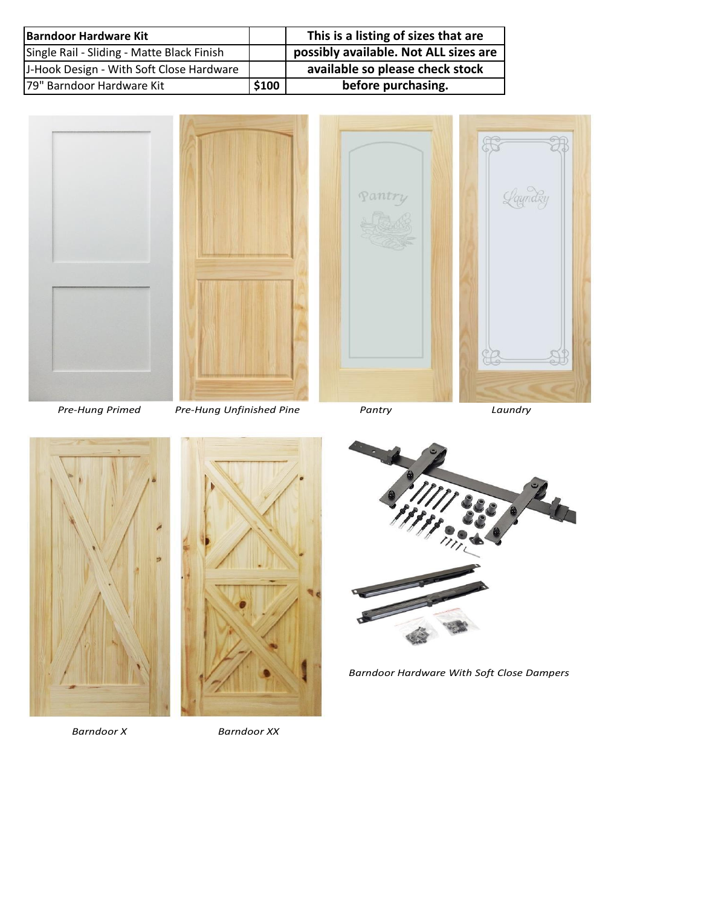| Barndoor Hardware Kit | | This is a listing of sizes that are |
|---|---|---|
| Single Rail - Sliding - Matte Black Finish | | possibly available. Not ALL sizes are |
| J-Hook Design - With Soft Close Hardware | | available so please check stock |
| 79" Barndoor Hardware Kit | $100 | before purchasing. |

*Pre-Hung Primed*

*Pre-Hung Unfinished Pine*

*Pantry*

*Laundry*

*Barndoor Hardware With Soft Close Dampers*

*Barndoor X*

*Barndoor XX*